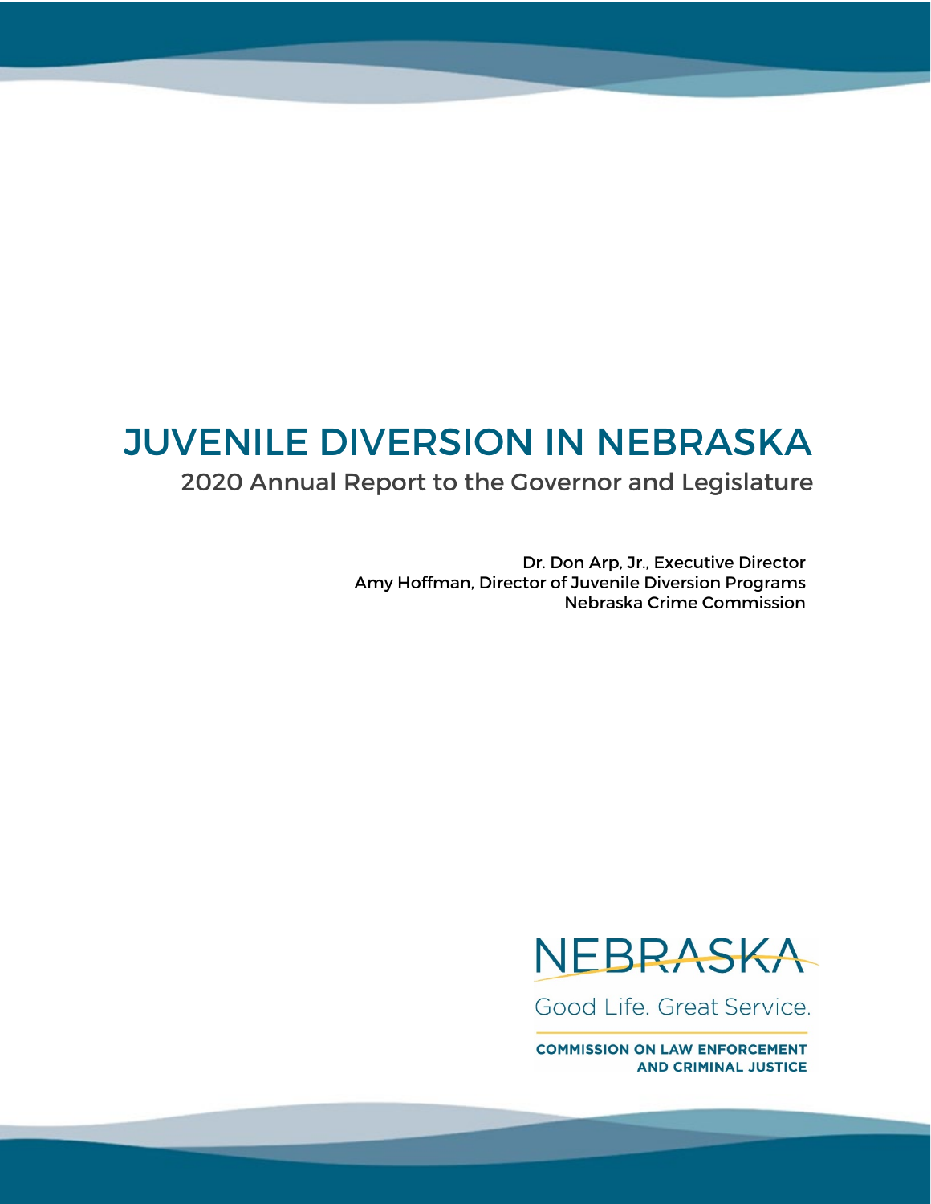# JUVENILE DIVERSION IN NEBRASKA

## 2020 Annual Report to the Governor and Legislature

Dr. Don Arp, Jr., Executive Director
Amy Hoffman, Director of Juvenile Diversion Programs
Nebraska Crime Commission

NEBRASKA

Good Life. Great Service.

COMMISSION ON LAW ENFORCEMENT AND CRIMINAL JUSTICE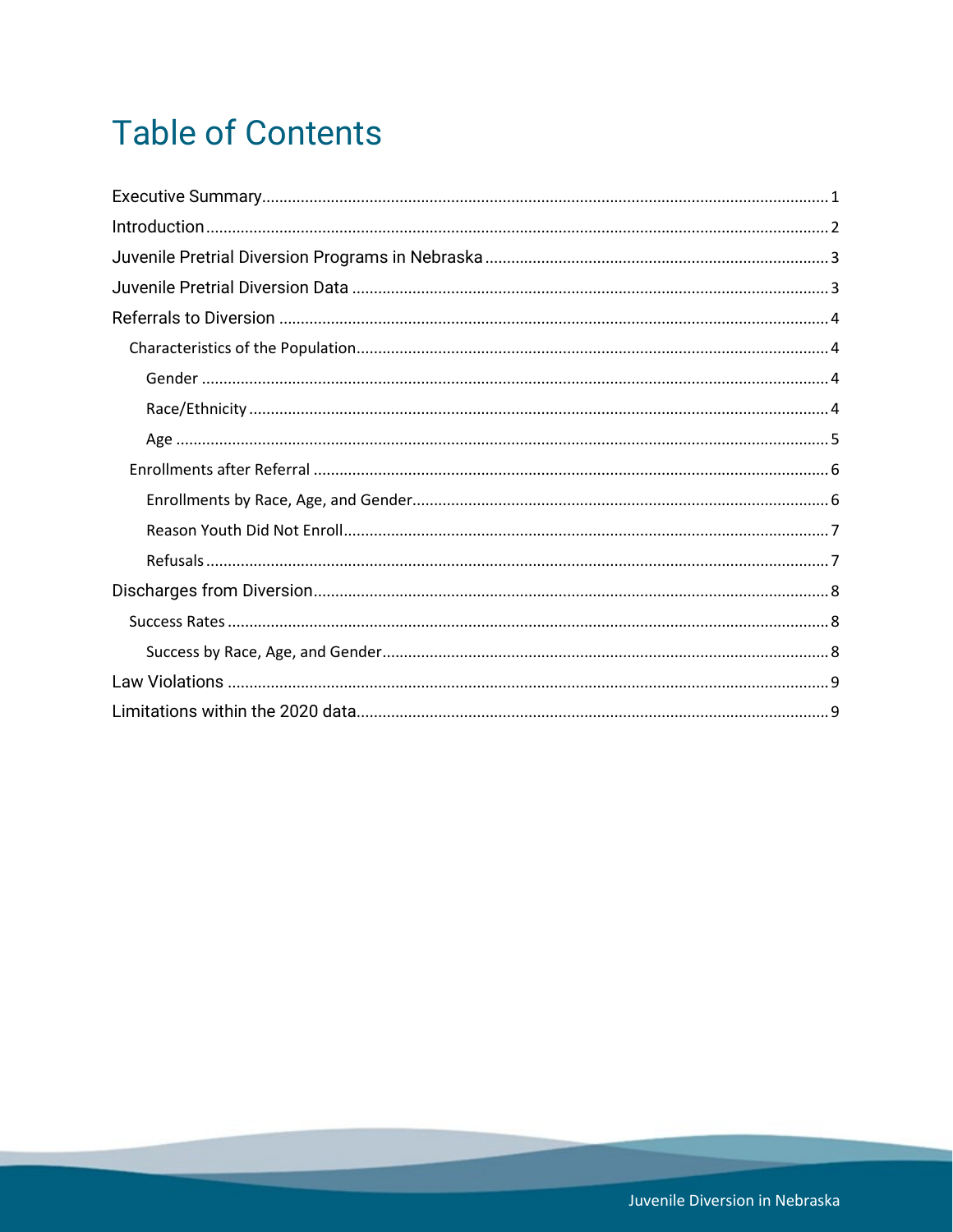# Table of Contents

Executive Summary ........................................ 1
Introduction ........................................ 2
Juvenile Pretrial Diversion Programs in Nebraska ........................................ 3
Juvenile Pretrial Diversion Data ........................................ 3
Referrals to Diversion ........................................ 4
- Characteristics of the Population ........................................ 4
  - Gender ........................................ 4
  - Race/Ethnicity ........................................ 4
  - Age ........................................ 5
- Enrollments after Referral ........................................ 6
  - Enrollments by Race, Age, and Gender ........................................ 6
  - Reason Youth Did Not Enroll ........................................ 7
  - Refusals ........................................ 7

Discharges from Diversion ........................................ 8
- Success Rates ........................................ 8
  - Success by Race, Age, and Gender ........................................ 8

Law Violations ........................................ 9
Limitations within the 2020 data ........................................ 9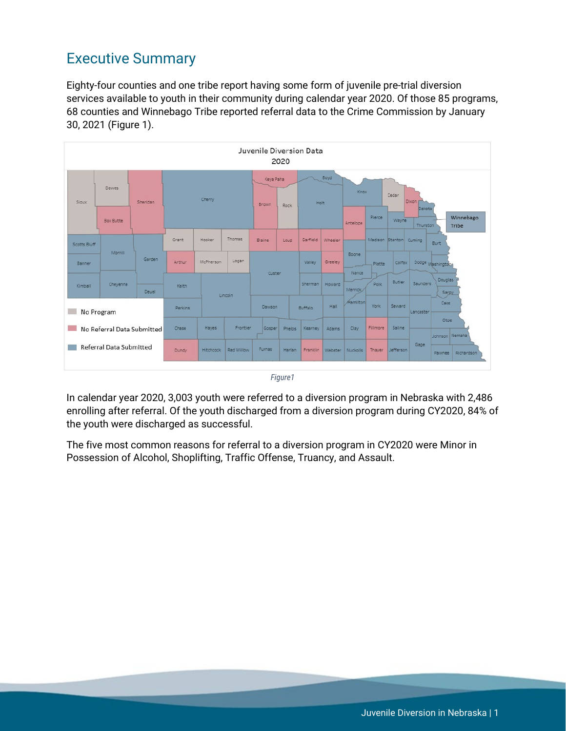## Executive Summary

Eighty-four counties and one tribe report having some form of juvenile pre-trial diversion services available to youth in their community during calendar year 2020. Of those 85 programs, 68 counties and Winnebago Tribe reported referral data to the Crime Commission by January 30, 2021 (Figure 1).

*Figure1*

In calendar year 2020, 3,003 youth were referred to a diversion program in Nebraska with 2,486 enrolling after referral. Of the youth discharged from a diversion program during CY2020, 84% of the youth were discharged as successful.

The five most common reasons for referral to a diversion program in CY2020 were Minor in Possession of Alcohol, Shoplifting, Traffic Offense, Truancy, and Assault.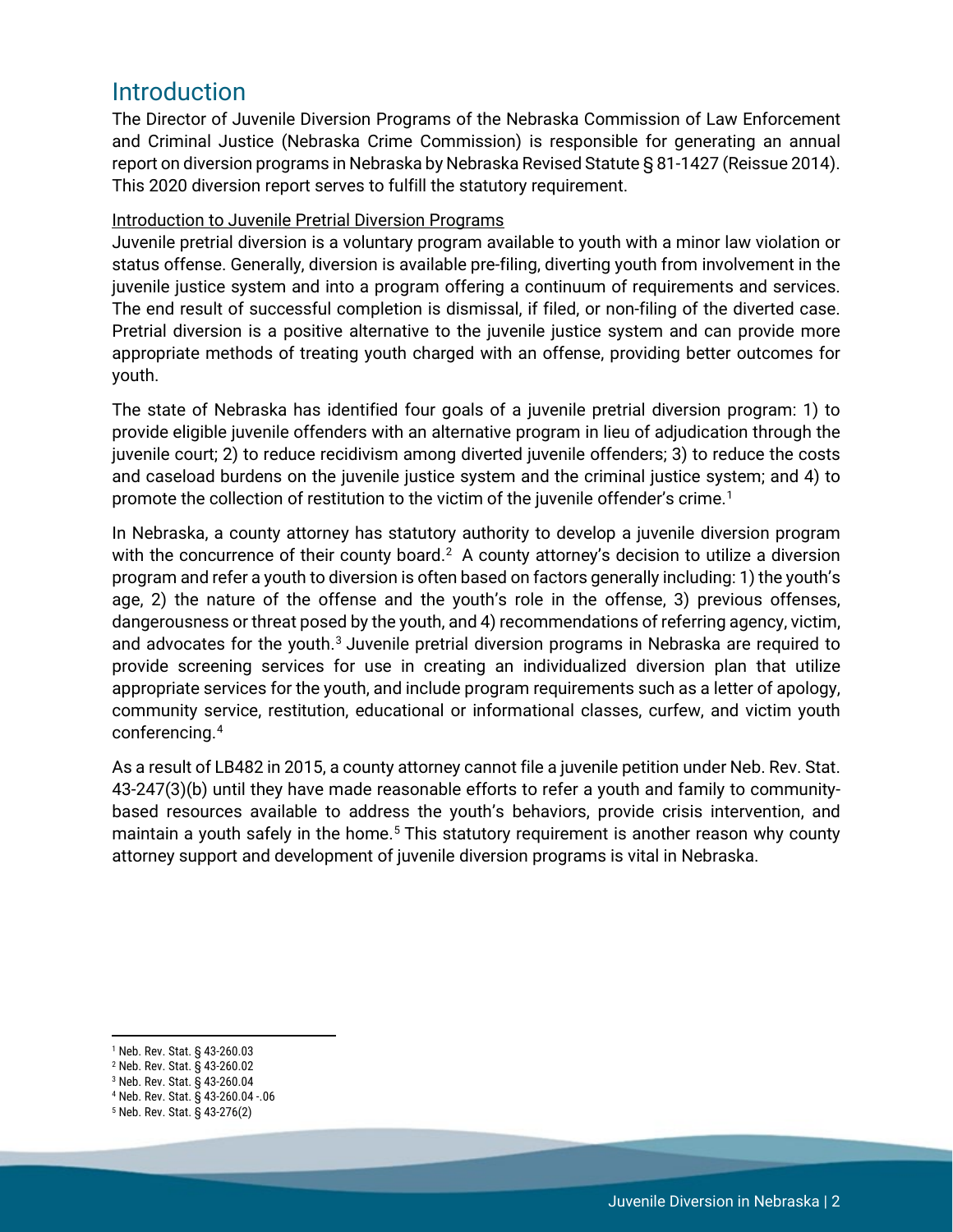# Introduction

The Director of Juvenile Diversion Programs of the Nebraska Commission of Law Enforcement and Criminal Justice (Nebraska Crime Commission) is responsible for generating an annual report on diversion programs in Nebraska by Nebraska Revised Statute § 81-1427 (Reissue 2014). This 2020 diversion report serves to fulfill the statutory requirement.

Introduction to Juvenile Pretrial Diversion Programs

Juvenile pretrial diversion is a voluntary program available to youth with a minor law violation or status offense. Generally, diversion is available pre-filing, diverting youth from involvement in the juvenile justice system and into a program offering a continuum of requirements and services. The end result of successful completion is dismissal, if filed, or non-filing of the diverted case. Pretrial diversion is a positive alternative to the juvenile justice system and can provide more appropriate methods of treating youth charged with an offense, providing better outcomes for youth.

The state of Nebraska has identified four goals of a juvenile pretrial diversion program: 1) to provide eligible juvenile offenders with an alternative program in lieu of adjudication through the juvenile court; 2) to reduce recidivism among diverted juvenile offenders; 3) to reduce the costs and caseload burdens on the juvenile justice system and the criminal justice system; and 4) to promote the collection of restitution to the victim of the juvenile offender's crime.[1]

In Nebraska, a county attorney has statutory authority to develop a juvenile diversion program with the concurrence of their county board.[2] A county attorney's decision to utilize a diversion program and refer a youth to diversion is often based on factors generally including: 1) the youth's age, 2) the nature of the offense and the youth's role in the offense, 3) previous offenses, dangerousness or threat posed by the youth, and 4) recommendations of referring agency, victim, and advocates for the youth.[3] Juvenile pretrial diversion programs in Nebraska are required to provide screening services for use in creating an individualized diversion plan that utilize appropriate services for the youth, and include program requirements such as a letter of apology, community service, restitution, educational or informational classes, curfew, and victim youth conferencing.[4]

As a result of LB482 in 2015, a county attorney cannot file a juvenile petition under Neb. Rev. Stat. 43-247(3)(b) until they have made reasonable efforts to refer a youth and family to community-based resources available to address the youth's behaviors, provide crisis intervention, and maintain a youth safely in the home.[5] This statutory requirement is another reason why county attorney support and development of juvenile diversion programs is vital in Nebraska.

---

[1] Neb. Rev. Stat. § 43-260.03
[2] Neb. Rev. Stat. § 43-260.02
[3] Neb. Rev. Stat. § 43-260.04
[4] Neb. Rev. Stat. § 43-260.04 -.06
[5] Neb. Rev. Stat. § 43-276(2)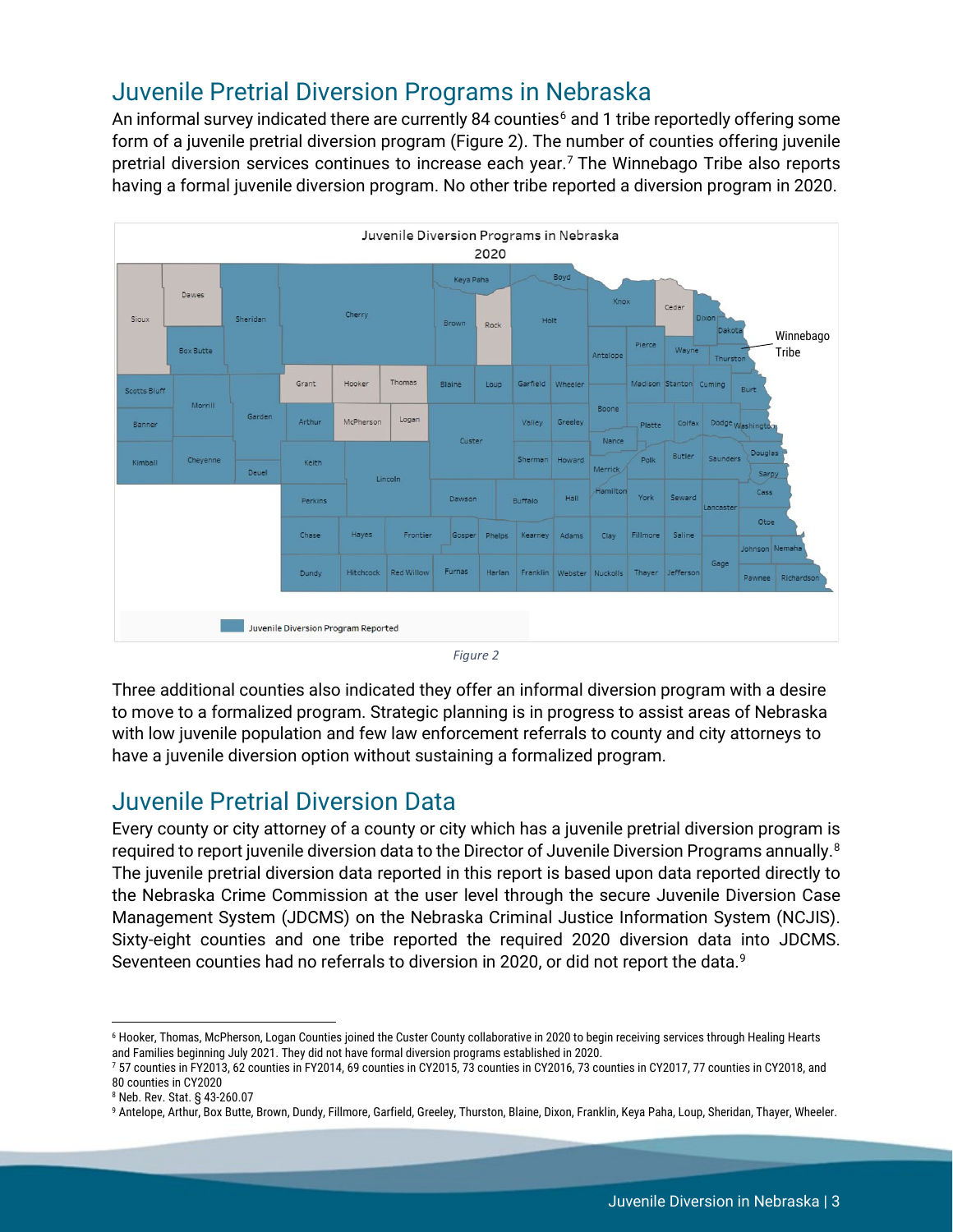## Juvenile Pretrial Diversion Programs in Nebraska

An informal survey indicated there are currently 84 counties[6] and 1 tribe reportedly offering some form of a juvenile pretrial diversion program (Figure 2). The number of counties offering juvenile pretrial diversion services continues to increase each year.[7] The Winnebago Tribe also reports having a formal juvenile diversion program. No other tribe reported a diversion program in 2020.

*Figure 2*

Three additional counties also indicated they offer an informal diversion program with a desire to move to a formalized program. Strategic planning is in progress to assist areas of Nebraska with low juvenile population and few law enforcement referrals to county and city attorneys to have a juvenile diversion option without sustaining a formalized program.

## Juvenile Pretrial Diversion Data

Every county or city attorney of a county or city which has a juvenile pretrial diversion program is required to report juvenile diversion data to the Director of Juvenile Diversion Programs annually.[8] The juvenile pretrial diversion data reported in this report is based upon data reported directly to the Nebraska Crime Commission at the user level through the secure Juvenile Diversion Case Management System (JDCMS) on the Nebraska Criminal Justice Information System (NCJIS). Sixty-eight counties and one tribe reported the required 2020 diversion data into JDCMS. Seventeen counties had no referrals to diversion in 2020, or did not report the data.[9]

---

[6] Hooker, Thomas, McPherson, Logan Counties joined the Custer County collaborative in 2020 to begin receiving services through Healing Hearts and Families beginning July 2021. They did not have formal diversion programs established in 2020.

[7] 57 counties in FY2013, 62 counties in FY2014, 69 counties in CY2015, 73 counties in CY2016, 73 counties in CY2017, 77 counties in CY2018, and 80 counties in CY2020

[8] Neb. Rev. Stat. § 43-260.07

[9] Antelope, Arthur, Box Butte, Brown, Dundy, Fillmore, Garfield, Greeley, Thurston, Blaine, Dixon, Franklin, Keya Paha, Loup, Sheridan, Thayer, Wheeler.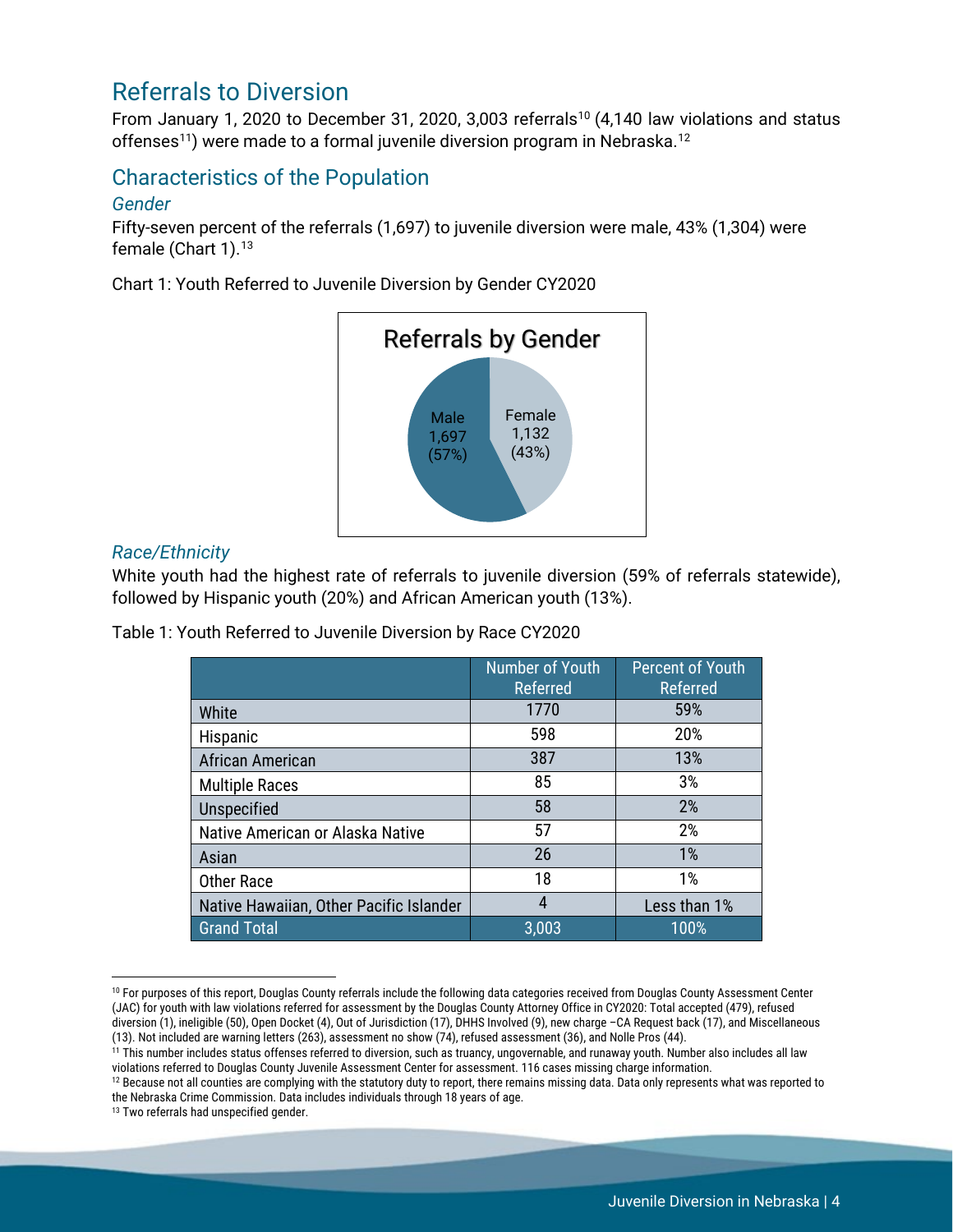## Referrals to Diversion

From January 1, 2020 to December 31, 2020, 3,003 referrals[10] (4,140 law violations and status offenses[11]) were made to a formal juvenile diversion program in Nebraska.[12]

## Characteristics of the Population

### *Gender*

Fifty-seven percent of the referrals (1,697) to juvenile diversion were male, 43% (1,304) were female (Chart 1).[13]

Chart 1: Youth Referred to Juvenile Diversion by Gender CY2020

Referrals by Gender

Male 1,697 (57%)

Female 1,132 (43%)

### *Race/Ethnicity*

White youth had the highest rate of referrals to juvenile diversion (59% of referrals statewide), followed by Hispanic youth (20%) and African American youth (13%).

Table 1: Youth Referred to Juvenile Diversion by Race CY2020

| | Number of Youth Referred | Percent of Youth Referred |
|---|---|---|
| White | 1770 | 59% |
| Hispanic | 598 | 20% |
| African American | 387 | 13% |
| Multiple Races | 85 | 3% |
| Unspecified | 58 | 2% |
| Native American or Alaska Native | 57 | 2% |
| Asian | 26 | 1% |
| Other Race | 18 | 1% |
| Native Hawaiian, Other Pacific Islander | 4 | Less than 1% |
| Grand Total | 3,003 | 100% |

[10] For purposes of this report, Douglas County referrals include the following data categories received from Douglas County Assessment Center (JAC) for youth with law violations referred for assessment by the Douglas County Attorney Office in CY2020: Total accepted (479), refused diversion (1), ineligible (50), Open Docket (4), Out of Jurisdiction (17), DHHS Involved (9), new charge –CA Request back (17), and Miscellaneous (13). Not included are warning letters (263), assessment no show (74), refused assessment (36), and Nolle Pros (44).

[11] This number includes status offenses referred to diversion, such as truancy, ungovernable, and runaway youth. Number also includes all law violations referred to Douglas County Juvenile Assessment Center for assessment. 116 cases missing charge information.

[12] Because not all counties are complying with the statutory duty to report, there remains missing data. Data only represents what was reported to the Nebraska Crime Commission. Data includes individuals through 18 years of age.

[13] Two referrals had unspecified gender.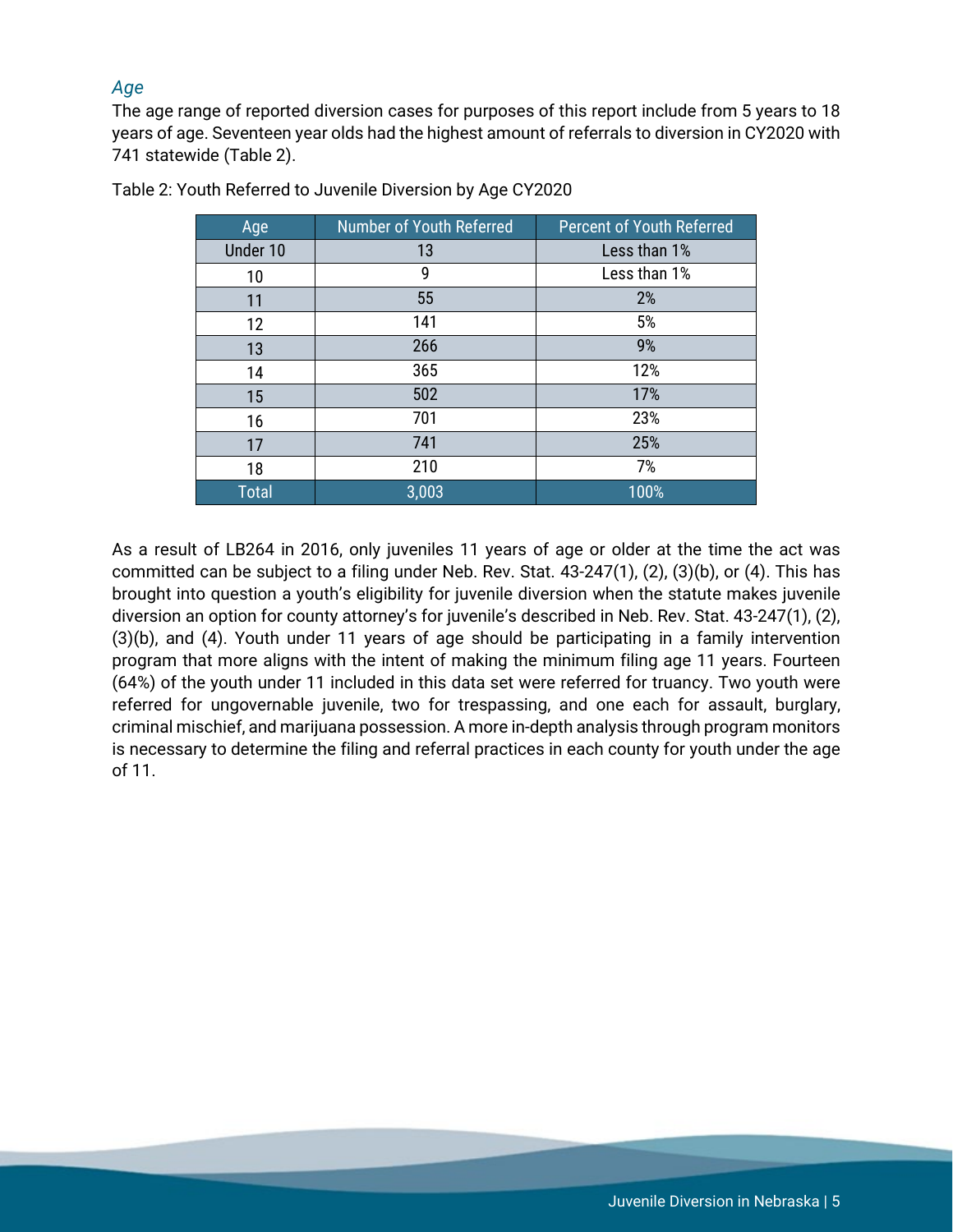### *Age*

The age range of reported diversion cases for purposes of this report include from 5 years to 18 years of age. Seventeen year olds had the highest amount of referrals to diversion in CY2020 with 741 statewide (Table 2).

Table 2: Youth Referred to Juvenile Diversion by Age CY2020

| Age | Number of Youth Referred | Percent of Youth Referred |
|---|---|---|
| Under 10 | 13 | Less than 1% |
| 10 | 9 | Less than 1% |
| 11 | 55 | 2% |
| 12 | 141 | 5% |
| 13 | 266 | 9% |
| 14 | 365 | 12% |
| 15 | 502 | 17% |
| 16 | 701 | 23% |
| 17 | 741 | 25% |
| 18 | 210 | 7% |
| Total | 3,003 | 100% |

As a result of LB264 in 2016, only juveniles 11 years of age or older at the time the act was committed can be subject to a filing under Neb. Rev. Stat. 43-247(1), (2), (3)(b), or (4). This has brought into question a youth's eligibility for juvenile diversion when the statute makes juvenile diversion an option for county attorney's for juvenile's described in Neb. Rev. Stat. 43-247(1), (2), (3)(b), and (4). Youth under 11 years of age should be participating in a family intervention program that more aligns with the intent of making the minimum filing age 11 years. Fourteen (64%) of the youth under 11 included in this data set were referred for truancy. Two youth were referred for ungovernable juvenile, two for trespassing, and one each for assault, burglary, criminal mischief, and marijuana possession. A more in-depth analysis through program monitors is necessary to determine the filing and referral practices in each county for youth under the age of 11.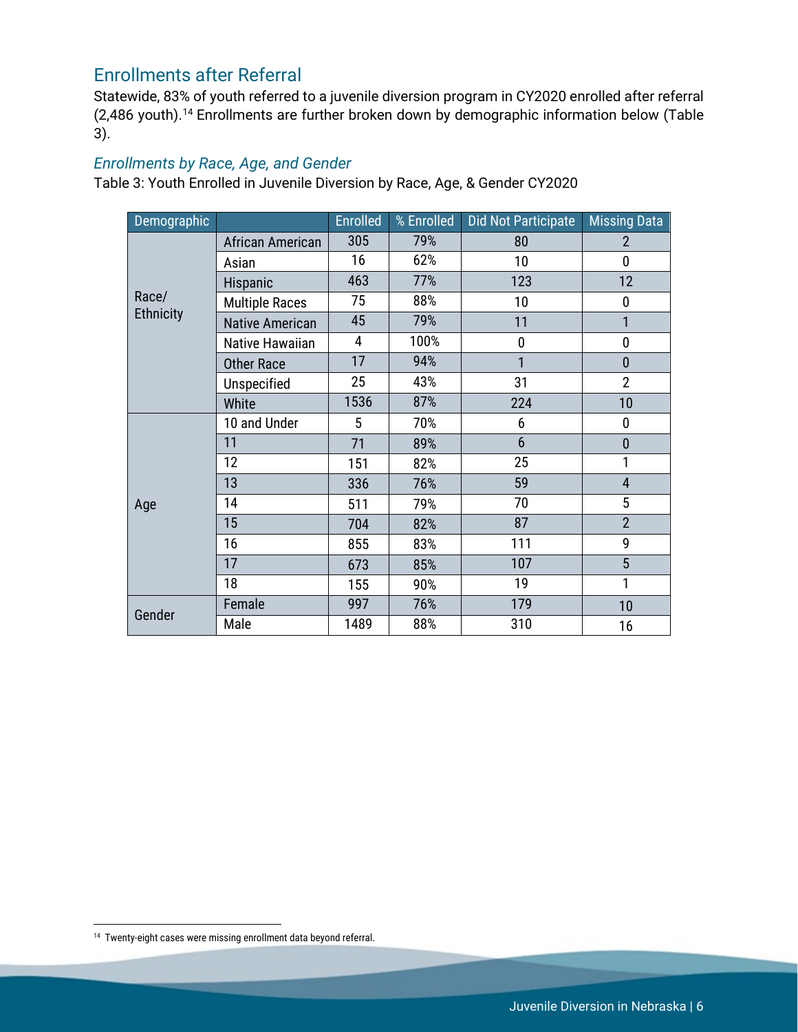## Enrollments after Referral

Statewide, 83% of youth referred to a juvenile diversion program in CY2020 enrolled after referral (2,486 youth).[14] Enrollments are further broken down by demographic information below (Table 3).

### *Enrollments by Race, Age, and Gender*

Table 3: Youth Enrolled in Juvenile Diversion by Race, Age, & Gender CY2020

| Demographic | | Enrolled | % Enrolled | Did Not Participate | Missing Data |
|---|---|---|---|---|---|
| Race/ Ethnicity | African American | 305 | 79% | 80 | 2 |
| | Asian | 16 | 62% | 10 | 0 |
| | Hispanic | 463 | 77% | 123 | 12 |
| | Multiple Races | 75 | 88% | 10 | 0 |
| | Native American | 45 | 79% | 11 | 1 |
| | Native Hawaiian | 4 | 100% | 0 | 0 |
| | Other Race | 17 | 94% | 1 | 0 |
| | Unspecified | 25 | 43% | 31 | 2 |
| | White | 1536 | 87% | 224 | 10 |
| Age | 10 and Under | 5 | 70% | 6 | 0 |
| | 11 | 71 | 89% | 6 | 0 |
| | 12 | 151 | 82% | 25 | 1 |
| | 13 | 336 | 76% | 59 | 4 |
| | 14 | 511 | 79% | 70 | 5 |
| | 15 | 704 | 82% | 87 | 2 |
| | 16 | 855 | 83% | 111 | 9 |
| | 17 | 673 | 85% | 107 | 5 |
| | 18 | 155 | 90% | 19 | 1 |
| Gender | Female | 997 | 76% | 179 | 10 |
| | Male | 1489 | 88% | 310 | 16 |

[14] Twenty-eight cases were missing enrollment data beyond referral.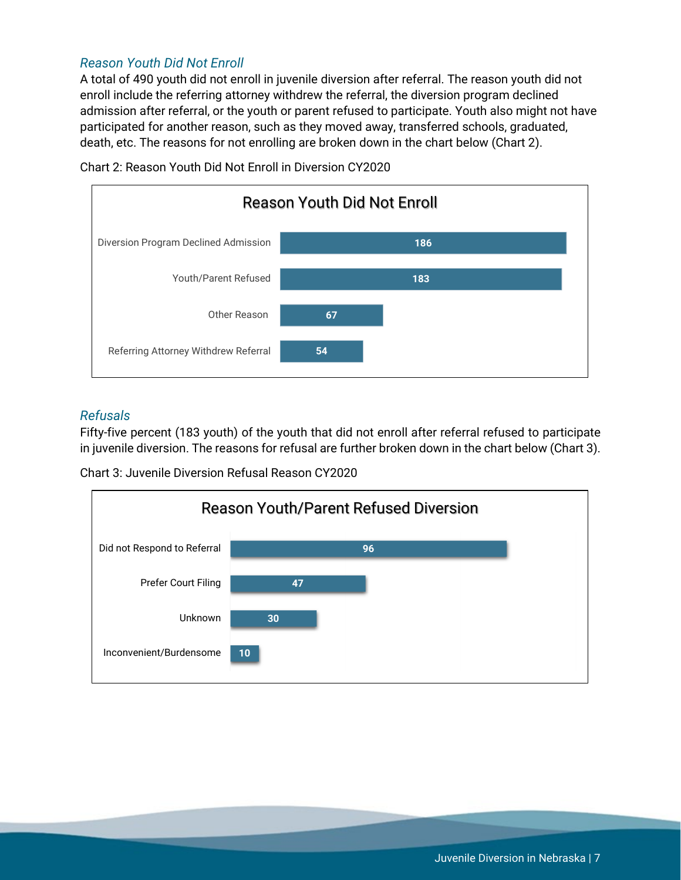### *Reason Youth Did Not Enroll*

A total of 490 youth did not enroll in juvenile diversion after referral. The reason youth did not enroll include the referring attorney withdrew the referral, the diversion program declined admission after referral, or the youth or parent refused to participate. Youth also might not have participated for another reason, such as they moved away, transferred schools, graduated, death, etc. The reasons for not enrolling are broken down in the chart below (Chart 2).

Chart 2: Reason Youth Did Not Enroll in Diversion CY2020

**Reason Youth Did Not Enroll**

| Reason | Count |
|---|---|
| Diversion Program Declined Admission | 186 |
| Youth/Parent Refused | 183 |
| Other Reason | 67 |
| Referring Attorney Withdrew Referral | 54 |

### *Refusals*

Fifty-five percent (183 youth) of the youth that did not enroll after referral refused to participate in juvenile diversion. The reasons for refusal are further broken down in the chart below (Chart 3).

Chart 3: Juvenile Diversion Refusal Reason CY2020

**Reason Youth/Parent Refused Diversion**

| Reason | Count |
|---|---|
| Did not Respond to Referral | 96 |
| Prefer Court Filing | 47 |
| Unknown | 30 |
| Inconvenient/Burdensome | 10 |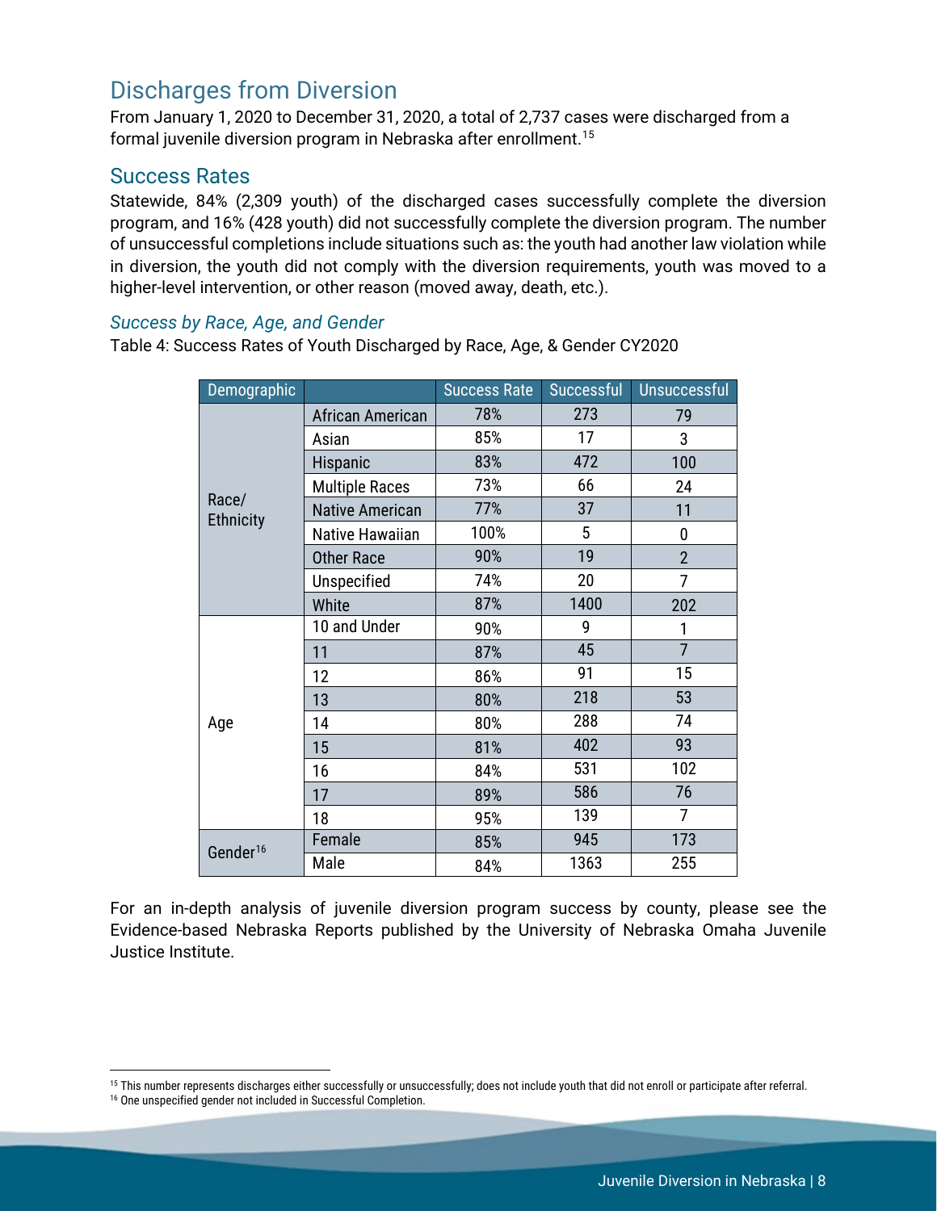## Discharges from Diversion

From January 1, 2020 to December 31, 2020, a total of 2,737 cases were discharged from a formal juvenile diversion program in Nebraska after enrollment.[15]

### Success Rates

Statewide, 84% (2,309 youth) of the discharged cases successfully complete the diversion program, and 16% (428 youth) did not successfully complete the diversion program. The number of unsuccessful completions include situations such as: the youth had another law violation while in diversion, the youth did not comply with the diversion requirements, youth was moved to a higher-level intervention, or other reason (moved away, death, etc.).

#### *Success by Race, Age, and Gender*

Table 4: Success Rates of Youth Discharged by Race, Age, & Gender CY2020

| Demographic | | Success Rate | Successful | Unsuccessful |
|---|---|---|---|---|
| Race/ Ethnicity | African American | 78% | 273 | 79 |
| | Asian | 85% | 17 | 3 |
| | Hispanic | 83% | 472 | 100 |
| | Multiple Races | 73% | 66 | 24 |
| | Native American | 77% | 37 | 11 |
| | Native Hawaiian | 100% | 5 | 0 |
| | Other Race | 90% | 19 | 2 |
| | Unspecified | 74% | 20 | 7 |
| | White | 87% | 1400 | 202 |
| Age | 10 and Under | 90% | 9 | 1 |
| | 11 | 87% | 45 | 7 |
| | 12 | 86% | 91 | 15 |
| | 13 | 80% | 218 | 53 |
| | 14 | 80% | 288 | 74 |
| | 15 | 81% | 402 | 93 |
| | 16 | 84% | 531 | 102 |
| | 17 | 89% | 586 | 76 |
| | 18 | 95% | 139 | 7 |
| Gender[16] | Female | 85% | 945 | 173 |
| | Male | 84% | 1363 | 255 |

For an in-depth analysis of juvenile diversion program success by county, please see the Evidence-based Nebraska Reports published by the University of Nebraska Omaha Juvenile Justice Institute.

[15] This number represents discharges either successfully or unsuccessfully; does not include youth that did not enroll or participate after referral.
[16] One unspecified gender not included in Successful Completion.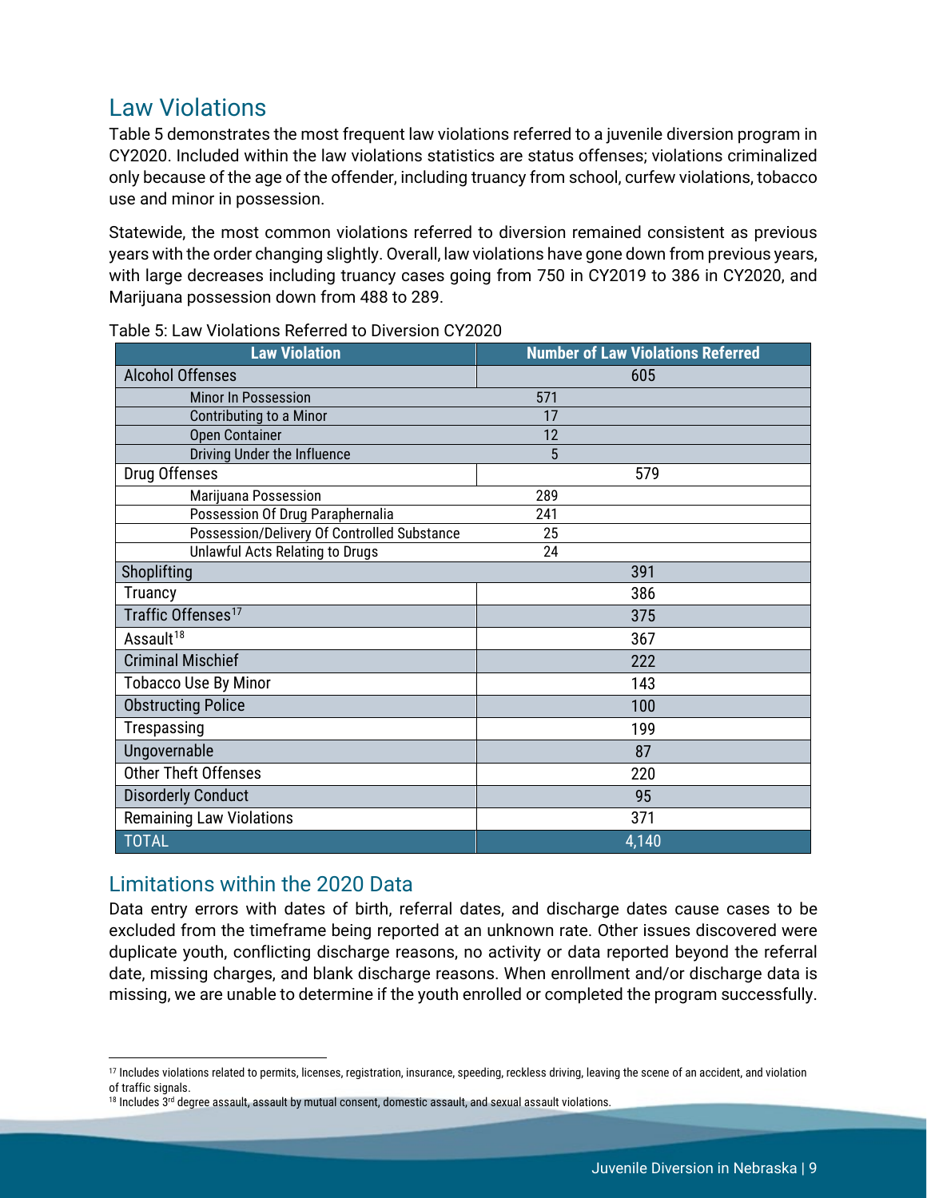## Law Violations

Table 5 demonstrates the most frequent law violations referred to a juvenile diversion program in CY2020. Included within the law violations statistics are status offenses; violations criminalized only because of the age of the offender, including truancy from school, curfew violations, tobacco use and minor in possession.

Statewide, the most common violations referred to diversion remained consistent as previous years with the order changing slightly. Overall, law violations have gone down from previous years, with large decreases including truancy cases going from 750 in CY2019 to 386 in CY2020, and Marijuana possession down from 488 to 289.

Table 5: Law Violations Referred to Diversion CY2020

| Law Violation | Number of Law Violations Referred |
|---|---|
| Alcohol Offenses | 605 |
| Minor In Possession | 571 |
| Contributing to a Minor | 17 |
| Open Container | 12 |
| Driving Under the Influence | 5 |
| Drug Offenses | 579 |
| Marijuana Possession | 289 |
| Possession Of Drug Paraphernalia | 241 |
| Possession/Delivery Of Controlled Substance | 25 |
| Unlawful Acts Relating to Drugs | 24 |
| Shoplifting | 391 |
| Truancy | 386 |
| Traffic Offenses[17] | 375 |
| Assault[18] | 367 |
| Criminal Mischief | 222 |
| Tobacco Use By Minor | 143 |
| Obstructing Police | 100 |
| Trespassing | 199 |
| Ungovernable | 87 |
| Other Theft Offenses | 220 |
| Disorderly Conduct | 95 |
| Remaining Law Violations | 371 |
| TOTAL | 4,140 |

### Limitations within the 2020 Data

Data entry errors with dates of birth, referral dates, and discharge dates cause cases to be excluded from the timeframe being reported at an unknown rate. Other issues discovered were duplicate youth, conflicting discharge reasons, no activity or data reported beyond the referral date, missing charges, and blank discharge reasons. When enrollment and/or discharge data is missing, we are unable to determine if the youth enrolled or completed the program successfully.

---

[17] Includes violations related to permits, licenses, registration, insurance, speeding, reckless driving, leaving the scene of an accident, and violation of traffic signals.

[18] Includes 3rd degree assault, assault by mutual consent, domestic assault, and sexual assault violations.